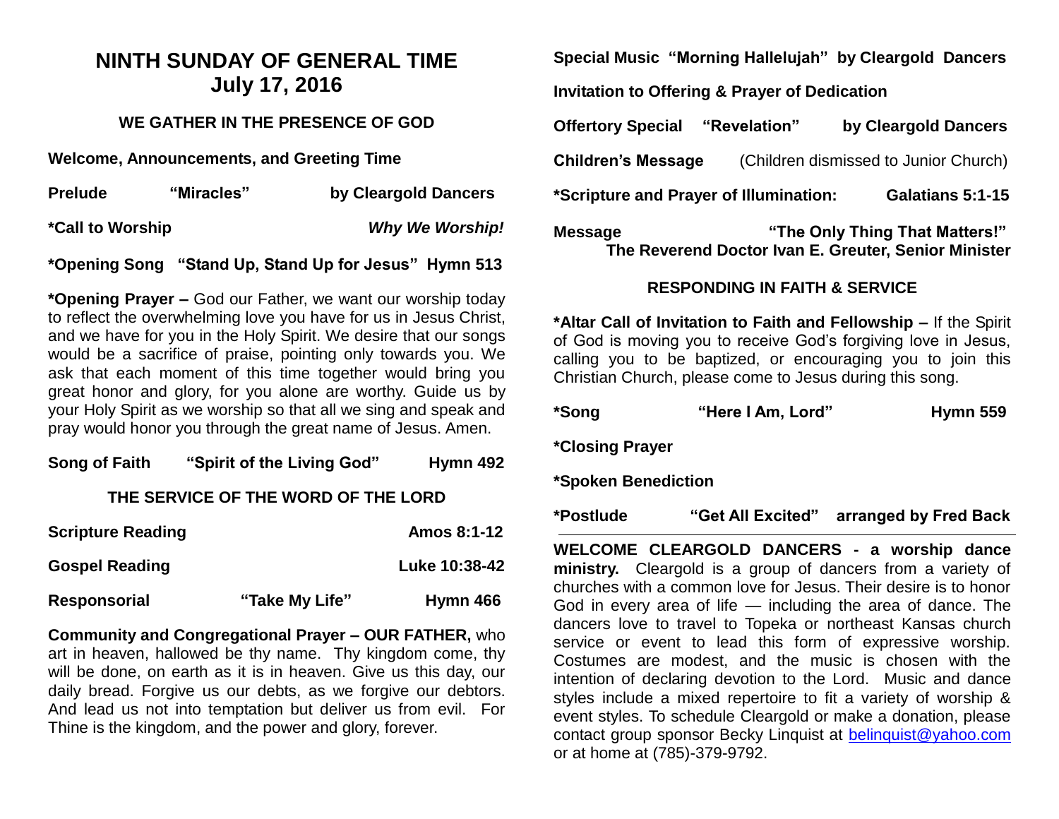# NINTH SUNDAY OF GENERAL TIME
# July 17, 2016

## WE GATHER IN THE PRESENCE OF GOD

**Welcome, Announcements, and Greeting Time**

**Prelude** **"Miracles"** **by Cleargold Dancers**

***Call to Worship** ***Why We Worship!***

***Opening Song "Stand Up, Stand Up for Jesus" Hymn 513**

***Opening Prayer –** God our Father, we want our worship today to reflect the overwhelming love you have for us in Jesus Christ, and we have for you in the Holy Spirit. We desire that our songs would be a sacrifice of praise, pointing only towards you. We ask that each moment of this time together would bring you great honor and glory, for you alone are worthy. Guide us by your Holy Spirit as we worship so that all we sing and speak and pray would honor you through the great name of Jesus. Amen.

**Song of Faith** **"Spirit of the Living God"** **Hymn 492**

## THE SERVICE OF THE WORD OF THE LORD

**Scripture Reading** **Amos 8:1-12**

**Gospel Reading** **Luke 10:38-42**

**Responsorial** **"Take My Life"** **Hymn 466**

**Community and Congregational Prayer – OUR FATHER,** who art in heaven, hallowed be thy name. Thy kingdom come, thy will be done, on earth as it is in heaven. Give us this day, our daily bread. Forgive us our debts, as we forgive our debtors. And lead us not into temptation but deliver us from evil. For Thine is the kingdom, and the power and glory, forever.

**Special Music "Morning Hallelujah" by Cleargold Dancers**

**Invitation to Offering & Prayer of Dedication**

**Offertory Special** **"Revelation"** **by Cleargold Dancers**

**Children's Message** (Children dismissed to Junior Church)

***Scripture and Prayer of Illumination:** **Galatians 5:1-15**

**Message** **"The Only Thing That Matters!"**
**The Reverend Doctor Ivan E. Greuter, Senior Minister**

## RESPONDING IN FAITH & SERVICE

***Altar Call of Invitation to Faith and Fellowship –** If the Spirit of God is moving you to receive God's forgiving love in Jesus, calling you to be baptized, or encouraging you to join this Christian Church, please come to Jesus during this song.

***Song** **"Here I Am, Lord"** **Hymn 559**

***Closing Prayer**

***Spoken Benediction**

***Postlude** **"Get All Excited"** **arranged by Fred Back**

---

**WELCOME CLEARGOLD DANCERS - a worship dance ministry.** Cleargold is a group of dancers from a variety of churches with a common love for Jesus. Their desire is to honor God in every area of life — including the area of dance. The dancers love to travel to Topeka or northeast Kansas church service or event to lead this form of expressive worship. Costumes are modest, and the music is chosen with the intention of declaring devotion to the Lord. Music and dance styles include a mixed repertoire to fit a variety of worship & event styles. To schedule Cleargold or make a donation, please contact group sponsor Becky Linquist at belinquist@yahoo.com or at home at (785)-379-9792.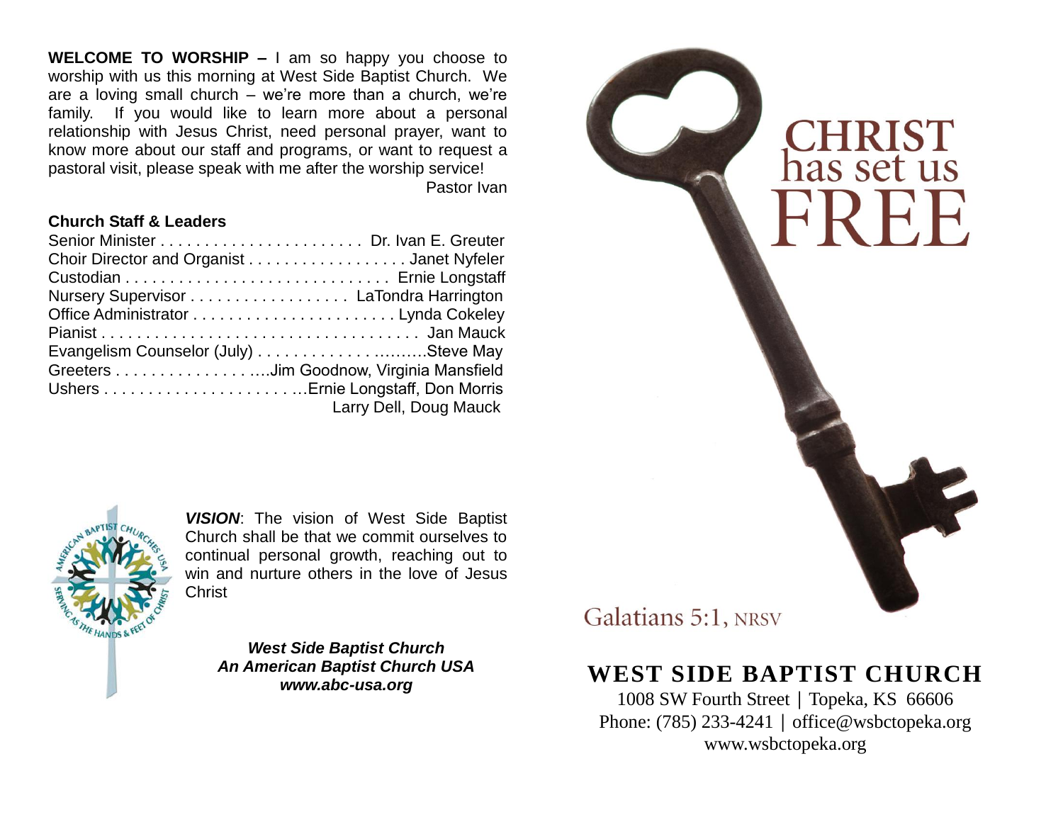**WELCOME TO WORSHIP –** I am so happy you choose to worship with us this morning at West Side Baptist Church. We are a loving small church – we're more than a church, we're family. If you would like to learn more about a personal relationship with Jesus Christ, need personal prayer, want to know more about our staff and programs, or want to request a pastoral visit, please speak with me after the worship service!

Pastor Ivan

**Church Staff & Leaders**

Senior Minister . . . . . . . . . . . . . . . . . . . . . . . Dr. Ivan E. Greuter
Choir Director and Organist . . . . . . . . . . . . . . . . . . Janet Nyfeler
Custodian . . . . . . . . . . . . . . . . . . . . . . . . . . . . . Ernie Longstaff
Nursery Supervisor . . . . . . . . . . . . . . . . . . LaTondra Harrington
Office Administrator . . . . . . . . . . . . . . . . . . . . . . . Lynda Cokeley
Pianist . . . . . . . . . . . . . . . . . . . . . . . . . . . . . . . . . . . Jan Mauck
Evangelism Counselor (July) . . . . . . . . . . . . ..........Steve May
Greeters . . . . . . . . . . . . . . . . ....Jim Goodnow, Virginia Mansfield
Ushers . . . . . . . . . . . . . . . . . . . . . ...Ernie Longstaff, Don Morris
Larry Dell, Doug Mauck

***VISION***: The vision of West Side Baptist Church shall be that we commit ourselves to continual personal growth, reaching out to win and nurture others in the love of Jesus Christ

***West Side Baptist Church***
***An American Baptist Church USA***
***www.abc-usa.org***

CHRIST has set us FREE

Galatians 5:1, NRSV

**WEST SIDE BAPTIST CHURCH**

1008 SW Fourth Street | Topeka, KS 66606
Phone: (785) 233-4241 | office@wsbctopeka.org
www.wsbctopeka.org